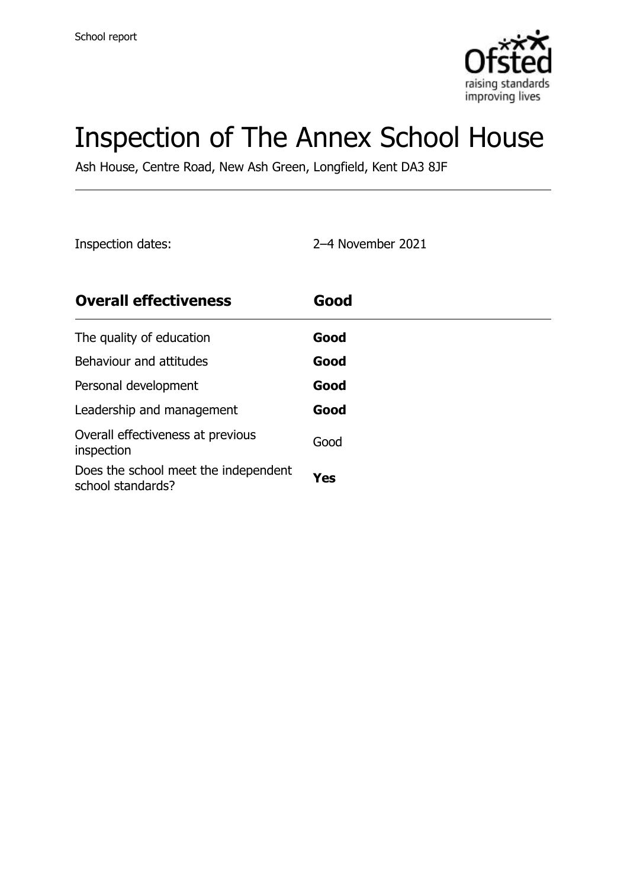School report

# Inspection of The Annex School House

Ash House, Centre Road, New Ash Green, Longfield, Kent DA3 8JF

Inspection dates: 2–4 November 2021

| **Overall effectiveness** | **Good** |
|---|---|
| The quality of education | **Good** |
| Behaviour and attitudes | **Good** |
| Personal development | **Good** |
| Leadership and management | **Good** |
| Overall effectiveness at previous inspection | Good |
| Does the school meet the independent school standards? | **Yes** |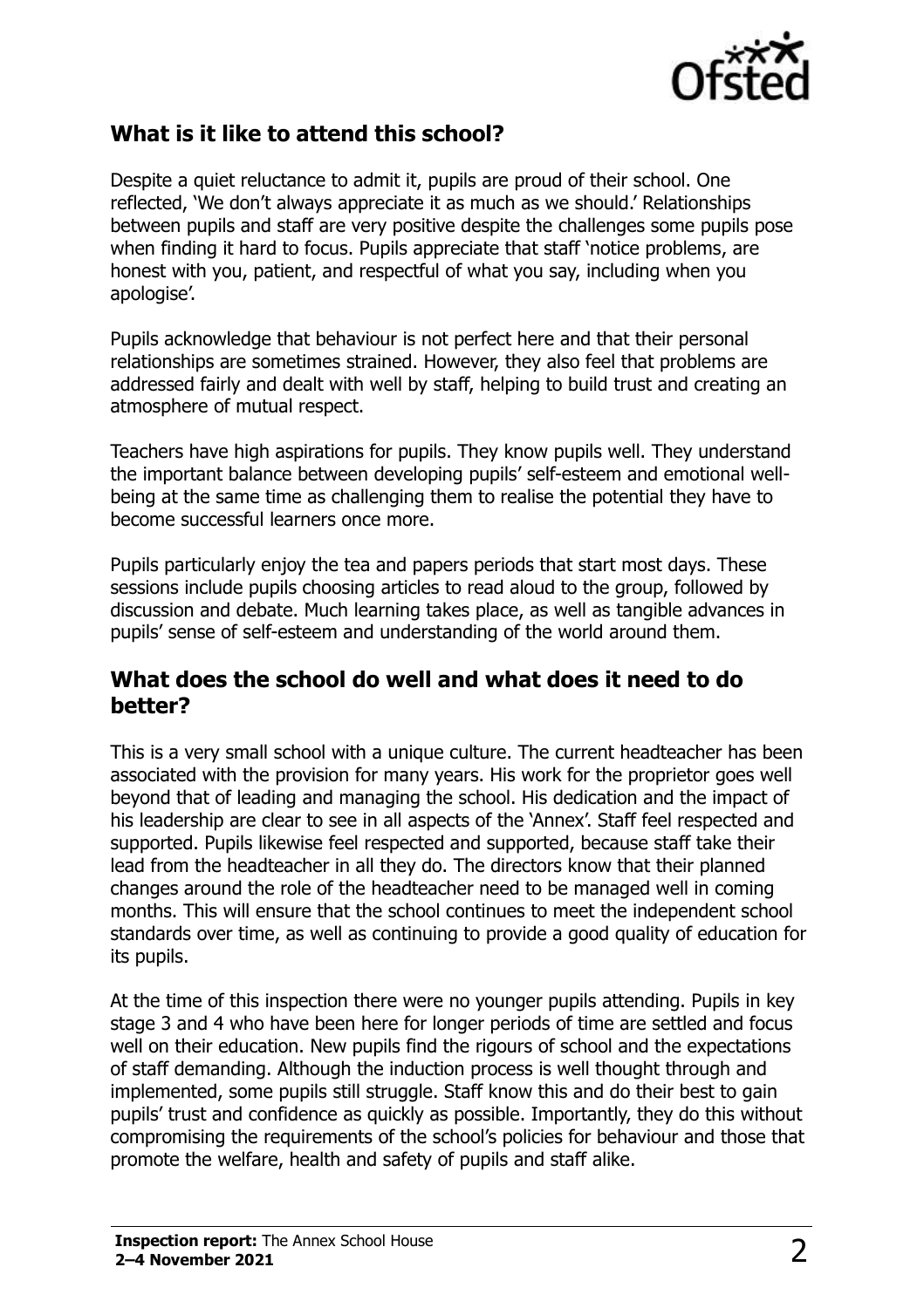## What is it like to attend this school?

Despite a quiet reluctance to admit it, pupils are proud of their school. One reflected, 'We don't always appreciate it as much as we should.' Relationships between pupils and staff are very positive despite the challenges some pupils pose when finding it hard to focus. Pupils appreciate that staff 'notice problems, are honest with you, patient, and respectful of what you say, including when you apologise'.

Pupils acknowledge that behaviour is not perfect here and that their personal relationships are sometimes strained. However, they also feel that problems are addressed fairly and dealt with well by staff, helping to build trust and creating an atmosphere of mutual respect.

Teachers have high aspirations for pupils. They know pupils well. They understand the important balance between developing pupils' self-esteem and emotional well-being at the same time as challenging them to realise the potential they have to become successful learners once more.

Pupils particularly enjoy the tea and papers periods that start most days. These sessions include pupils choosing articles to read aloud to the group, followed by discussion and debate. Much learning takes place, as well as tangible advances in pupils' sense of self-esteem and understanding of the world around them.

## What does the school do well and what does it need to do better?

This is a very small school with a unique culture. The current headteacher has been associated with the provision for many years. His work for the proprietor goes well beyond that of leading and managing the school. His dedication and the impact of his leadership are clear to see in all aspects of the 'Annex'. Staff feel respected and supported. Pupils likewise feel respected and supported, because staff take their lead from the headteacher in all they do. The directors know that their planned changes around the role of the headteacher need to be managed well in coming months. This will ensure that the school continues to meet the independent school standards over time, as well as continuing to provide a good quality of education for its pupils.

At the time of this inspection there were no younger pupils attending. Pupils in key stage 3 and 4 who have been here for longer periods of time are settled and focus well on their education. New pupils find the rigours of school and the expectations of staff demanding. Although the induction process is well thought through and implemented, some pupils still struggle. Staff know this and do their best to gain pupils' trust and confidence as quickly as possible. Importantly, they do this without compromising the requirements of the school's policies for behaviour and those that promote the welfare, health and safety of pupils and staff alike.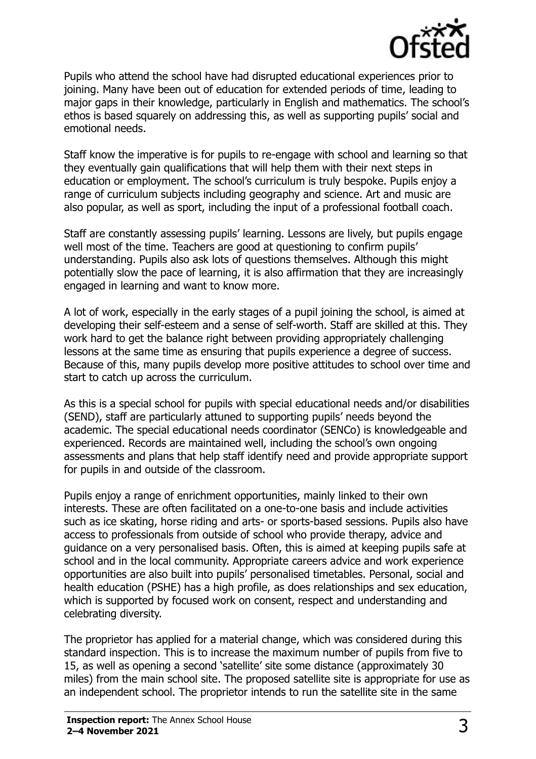Pupils who attend the school have had disrupted educational experiences prior to joining. Many have been out of education for extended periods of time, leading to major gaps in their knowledge, particularly in English and mathematics. The school's ethos is based squarely on addressing this, as well as supporting pupils' social and emotional needs.

Staff know the imperative is for pupils to re-engage with school and learning so that they eventually gain qualifications that will help them with their next steps in education or employment. The school's curriculum is truly bespoke. Pupils enjoy a range of curriculum subjects including geography and science. Art and music are also popular, as well as sport, including the input of a professional football coach.

Staff are constantly assessing pupils' learning. Lessons are lively, but pupils engage well most of the time. Teachers are good at questioning to confirm pupils' understanding. Pupils also ask lots of questions themselves. Although this might potentially slow the pace of learning, it is also affirmation that they are increasingly engaged in learning and want to know more.

A lot of work, especially in the early stages of a pupil joining the school, is aimed at developing their self-esteem and a sense of self-worth. Staff are skilled at this. They work hard to get the balance right between providing appropriately challenging lessons at the same time as ensuring that pupils experience a degree of success. Because of this, many pupils develop more positive attitudes to school over time and start to catch up across the curriculum.

As this is a special school for pupils with special educational needs and/or disabilities (SEND), staff are particularly attuned to supporting pupils' needs beyond the academic. The special educational needs coordinator (SENCo) is knowledgeable and experienced. Records are maintained well, including the school's own ongoing assessments and plans that help staff identify need and provide appropriate support for pupils in and outside of the classroom.

Pupils enjoy a range of enrichment opportunities, mainly linked to their own interests. These are often facilitated on a one-to-one basis and include activities such as ice skating, horse riding and arts- or sports-based sessions. Pupils also have access to professionals from outside of school who provide therapy, advice and guidance on a very personalised basis. Often, this is aimed at keeping pupils safe at school and in the local community. Appropriate careers advice and work experience opportunities are also built into pupils' personalised timetables. Personal, social and health education (PSHE) has a high profile, as does relationships and sex education, which is supported by focused work on consent, respect and understanding and celebrating diversity.

The proprietor has applied for a material change, which was considered during this standard inspection. This is to increase the maximum number of pupils from five to 15, as well as opening a second 'satellite' site some distance (approximately 30 miles) from the main school site. The proposed satellite site is appropriate for use as an independent school. The proprietor intends to run the satellite site in the same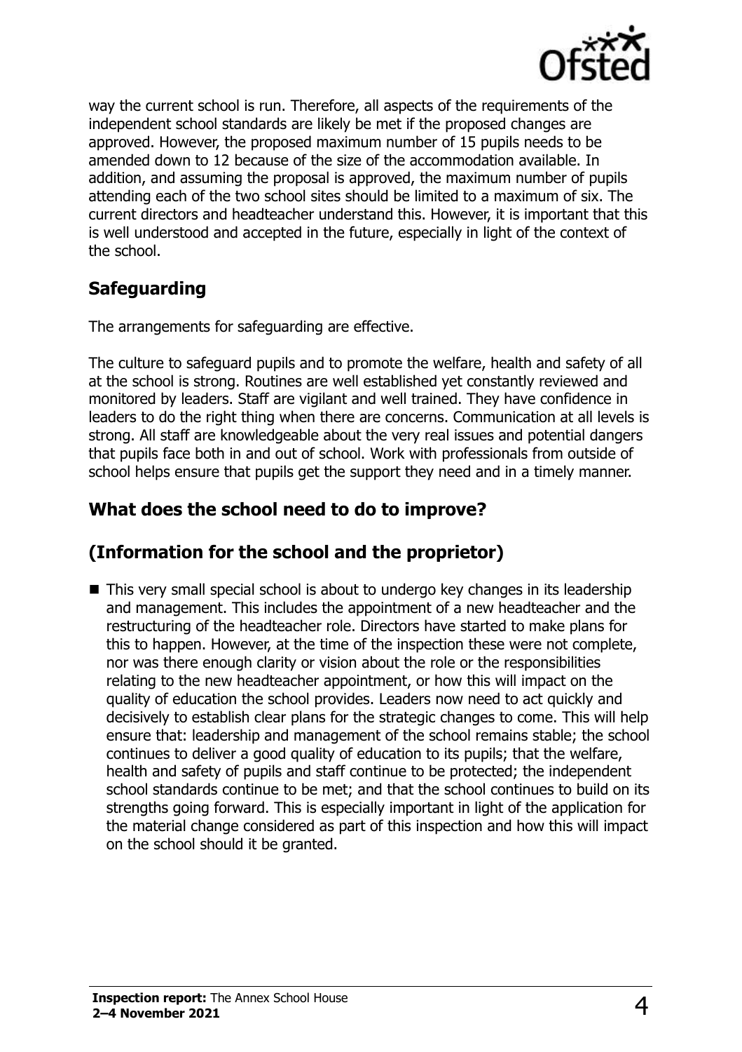way the current school is run. Therefore, all aspects of the requirements of the independent school standards are likely be met if the proposed changes are approved. However, the proposed maximum number of 15 pupils needs to be amended down to 12 because of the size of the accommodation available. In addition, and assuming the proposal is approved, the maximum number of pupils attending each of the two school sites should be limited to a maximum of six. The current directors and headteacher understand this. However, it is important that this is well understood and accepted in the future, especially in light of the context of the school.

## Safeguarding

The arrangements for safeguarding are effective.

The culture to safeguard pupils and to promote the welfare, health and safety of all at the school is strong. Routines are well established yet constantly reviewed and monitored by leaders. Staff are vigilant and well trained. They have confidence in leaders to do the right thing when there are concerns. Communication at all levels is strong. All staff are knowledgeable about the very real issues and potential dangers that pupils face both in and out of school. Work with professionals from outside of school helps ensure that pupils get the support they need and in a timely manner.

## What does the school need to do to improve?

## (Information for the school and the proprietor)

- This very small special school is about to undergo key changes in its leadership and management. This includes the appointment of a new headteacher and the restructuring of the headteacher role. Directors have started to make plans for this to happen. However, at the time of the inspection these were not complete, nor was there enough clarity or vision about the role or the responsibilities relating to the new headteacher appointment, or how this will impact on the quality of education the school provides. Leaders now need to act quickly and decisively to establish clear plans for the strategic changes to come. This will help ensure that: leadership and management of the school remains stable; the school continues to deliver a good quality of education to its pupils; that the welfare, health and safety of pupils and staff continue to be protected; the independent school standards continue to be met; and that the school continues to build on its strengths going forward. This is especially important in light of the application for the material change considered as part of this inspection and how this will impact on the school should it be granted.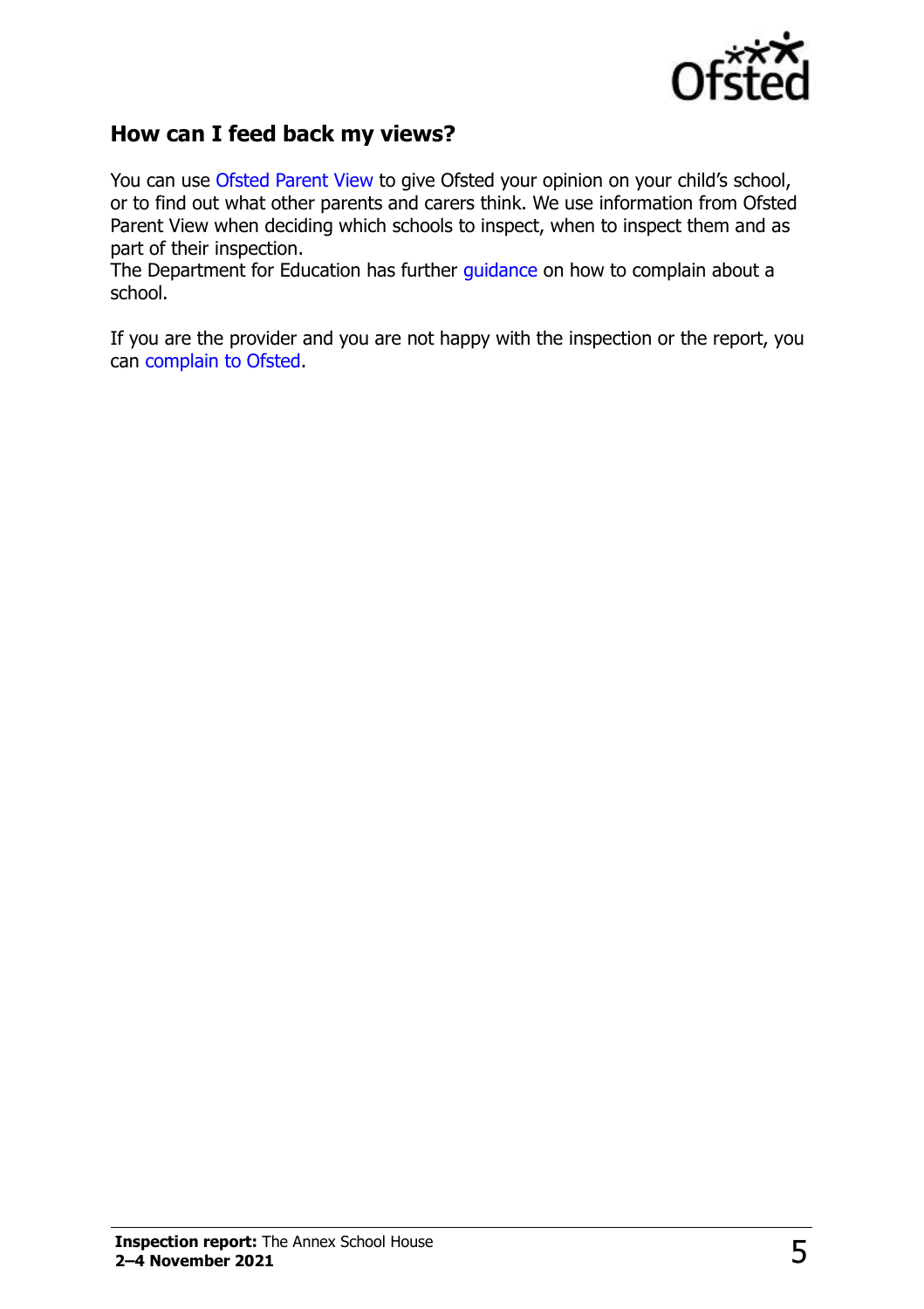## How can I feed back my views?

You can use Ofsted Parent View to give Ofsted your opinion on your child's school, or to find out what other parents and carers think. We use information from Ofsted Parent View when deciding which schools to inspect, when to inspect them and as part of their inspection.
The Department for Education has further guidance on how to complain about a school.

If you are the provider and you are not happy with the inspection or the report, you can complain to Ofsted.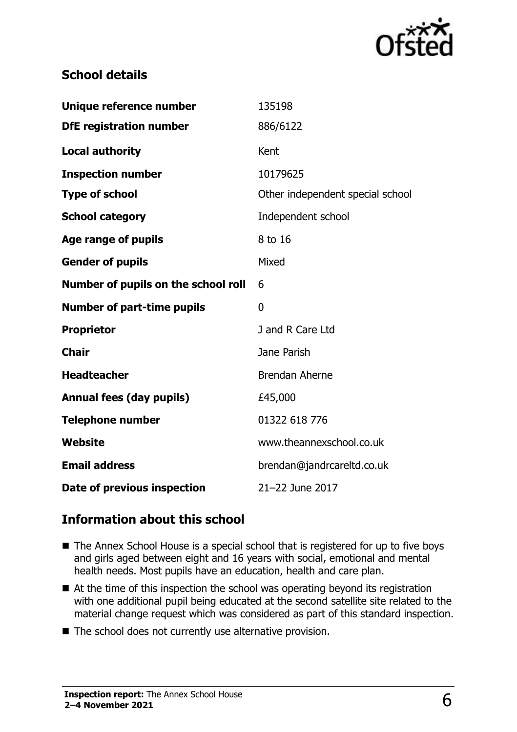## School details

| Unique reference number | 135198 |
|---|---|
| DfE registration number | 886/6122 |
| Local authority | Kent |
| Inspection number | 10179625 |
| Type of school | Other independent special school |
| School category | Independent school |
| Age range of pupils | 8 to 16 |
| Gender of pupils | Mixed |
| Number of pupils on the school roll | 6 |
| Number of part-time pupils | 0 |
| Proprietor | J and R Care Ltd |
| Chair | Jane Parish |
| Headteacher | Brendan Aherne |
| Annual fees (day pupils) | £45,000 |
| Telephone number | 01322 618 776 |
| Website | www.theannexschool.co.uk |
| Email address | brendan@jandrcareltd.co.uk |
| Date of previous inspection | 21–22 June 2017 |

## Information about this school

- The Annex School House is a special school that is registered for up to five boys and girls aged between eight and 16 years with social, emotional and mental health needs. Most pupils have an education, health and care plan.
- At the time of this inspection the school was operating beyond its registration with one additional pupil being educated at the second satellite site related to the material change request which was considered as part of this standard inspection.
- The school does not currently use alternative provision.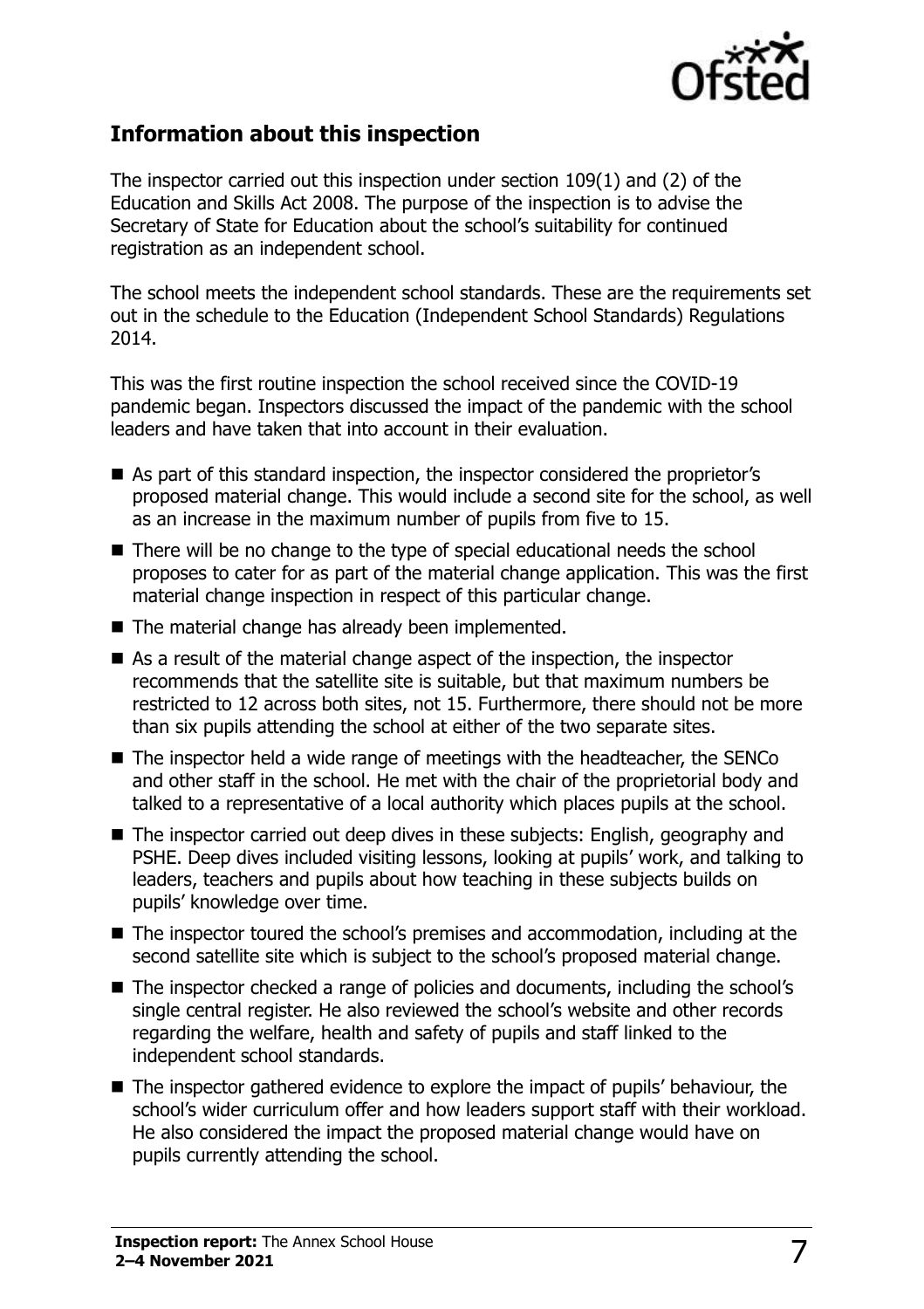## Information about this inspection

The inspector carried out this inspection under section 109(1) and (2) of the Education and Skills Act 2008. The purpose of the inspection is to advise the Secretary of State for Education about the school's suitability for continued registration as an independent school.

The school meets the independent school standards. These are the requirements set out in the schedule to the Education (Independent School Standards) Regulations 2014.

This was the first routine inspection the school received since the COVID-19 pandemic began. Inspectors discussed the impact of the pandemic with the school leaders and have taken that into account in their evaluation.

- As part of this standard inspection, the inspector considered the proprietor's proposed material change. This would include a second site for the school, as well as an increase in the maximum number of pupils from five to 15.
- There will be no change to the type of special educational needs the school proposes to cater for as part of the material change application. This was the first material change inspection in respect of this particular change.
- The material change has already been implemented.
- As a result of the material change aspect of the inspection, the inspector recommends that the satellite site is suitable, but that maximum numbers be restricted to 12 across both sites, not 15. Furthermore, there should not be more than six pupils attending the school at either of the two separate sites.
- The inspector held a wide range of meetings with the headteacher, the SENCo and other staff in the school. He met with the chair of the proprietorial body and talked to a representative of a local authority which places pupils at the school.
- The inspector carried out deep dives in these subjects: English, geography and PSHE. Deep dives included visiting lessons, looking at pupils' work, and talking to leaders, teachers and pupils about how teaching in these subjects builds on pupils' knowledge over time.
- The inspector toured the school's premises and accommodation, including at the second satellite site which is subject to the school's proposed material change.
- The inspector checked a range of policies and documents, including the school's single central register. He also reviewed the school's website and other records regarding the welfare, health and safety of pupils and staff linked to the independent school standards.
- The inspector gathered evidence to explore the impact of pupils' behaviour, the school's wider curriculum offer and how leaders support staff with their workload. He also considered the impact the proposed material change would have on pupils currently attending the school.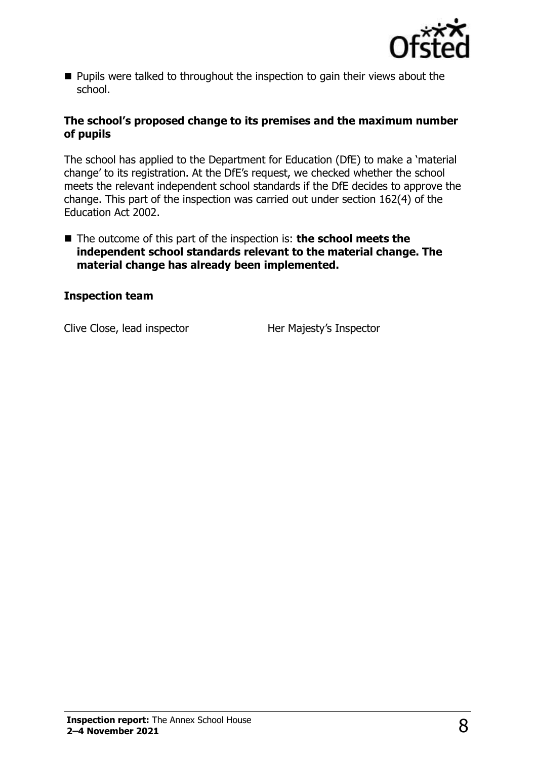- Pupils were talked to throughout the inspection to gain their views about the school.

### The school's proposed change to its premises and the maximum number of pupils

The school has applied to the Department for Education (DfE) to make a 'material change' to its registration. At the DfE's request, we checked whether the school meets the relevant independent school standards if the DfE decides to approve the change. This part of the inspection was carried out under section 162(4) of the Education Act 2002.

- The outcome of this part of the inspection is: **the school meets the independent school standards relevant to the material change. The material change has already been implemented.**

### Inspection team

| | |
|---|---|
| Clive Close, lead inspector | Her Majesty's Inspector |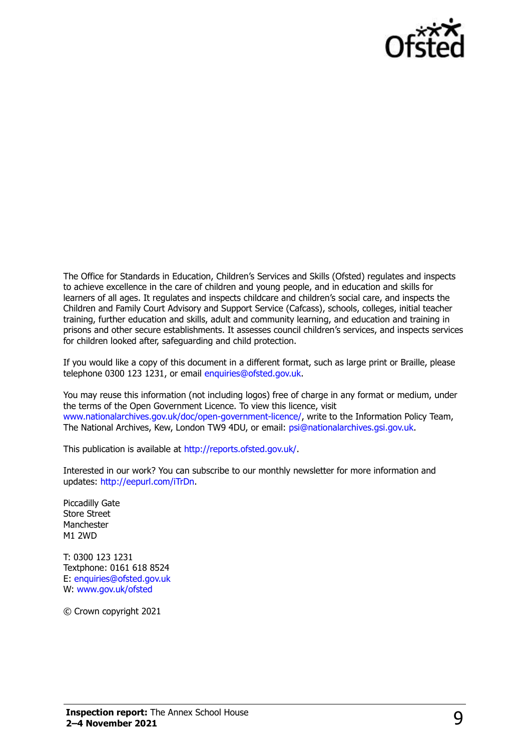The Office for Standards in Education, Children's Services and Skills (Ofsted) regulates and inspects to achieve excellence in the care of children and young people, and in education and skills for learners of all ages. It regulates and inspects childcare and children's social care, and inspects the Children and Family Court Advisory and Support Service (Cafcass), schools, colleges, initial teacher training, further education and skills, adult and community learning, and education and training in prisons and other secure establishments. It assesses council children's services, and inspects services for children looked after, safeguarding and child protection.

If you would like a copy of this document in a different format, such as large print or Braille, please telephone 0300 123 1231, or email enquiries@ofsted.gov.uk.

You may reuse this information (not including logos) free of charge in any format or medium, under the terms of the Open Government Licence. To view this licence, visit www.nationalarchives.gov.uk/doc/open-government-licence/, write to the Information Policy Team, The National Archives, Kew, London TW9 4DU, or email: psi@nationalarchives.gsi.gov.uk.

This publication is available at http://reports.ofsted.gov.uk/.

Interested in our work? You can subscribe to our monthly newsletter for more information and updates: http://eepurl.com/iTrDn.

Piccadilly Gate  
Store Street  
Manchester  
M1 2WD

T: 0300 123 1231  
Textphone: 0161 618 8524  
E: enquiries@ofsted.gov.uk  
W: www.gov.uk/ofsted

© Crown copyright 2021